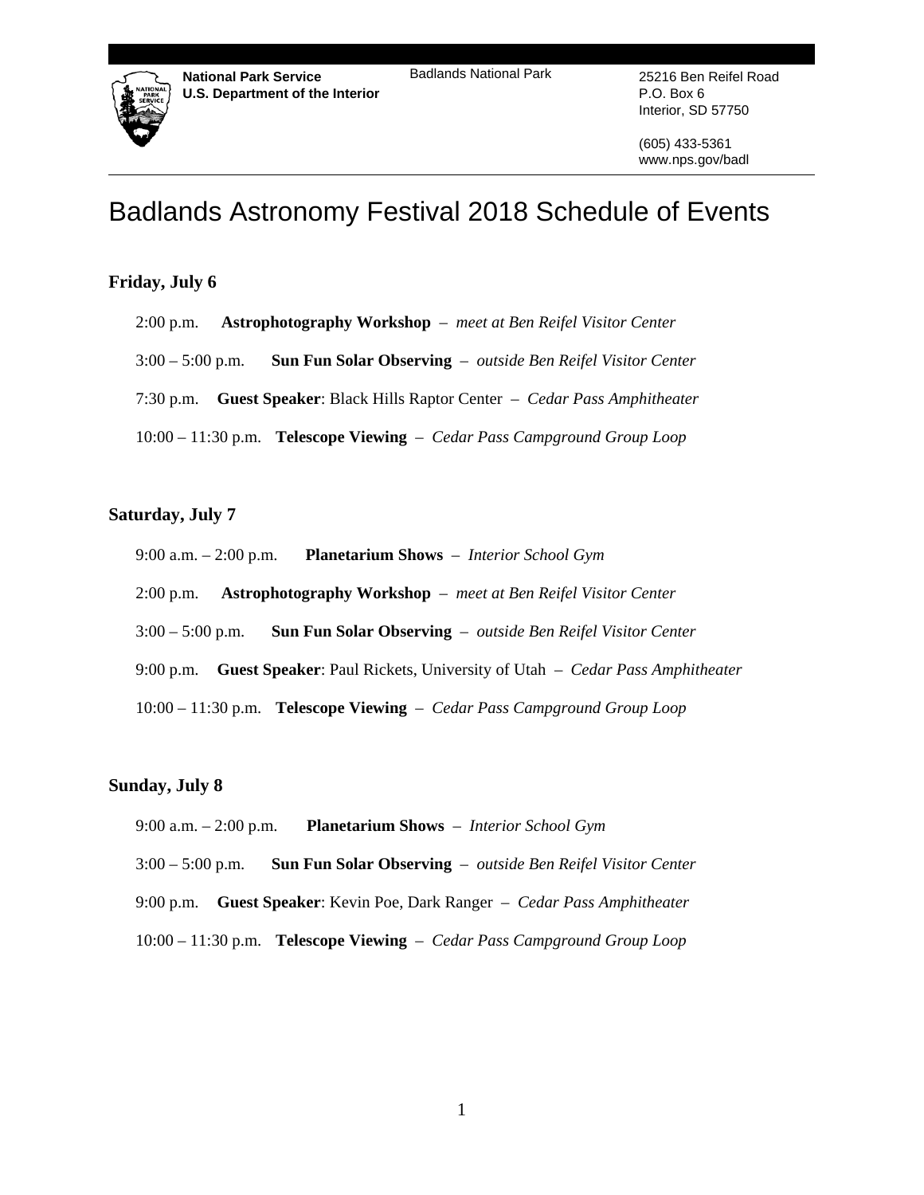**National Park Service**
**U.S. Department of the Interior**

Badlands National Park

25216 Ben Reifel Road
P.O. Box 6
Interior, SD 57750

(605) 433-5361
www.nps.gov/badl

# Badlands Astronomy Festival 2018 Schedule of Events

## Friday, July 6

2:00 p.m. **Astrophotography Workshop** – *meet at Ben Reifel Visitor Center*

3:00 – 5:00 p.m. **Sun Fun Solar Observing** – *outside Ben Reifel Visitor Center*

7:30 p.m. **Guest Speaker**: Black Hills Raptor Center – *Cedar Pass Amphitheater*

10:00 – 11:30 p.m. **Telescope Viewing** – *Cedar Pass Campground Group Loop*

## Saturday, July 7

9:00 a.m. – 2:00 p.m. **Planetarium Shows** – *Interior School Gym*

2:00 p.m. **Astrophotography Workshop** – *meet at Ben Reifel Visitor Center*

3:00 – 5:00 p.m. **Sun Fun Solar Observing** – *outside Ben Reifel Visitor Center*

9:00 p.m. **Guest Speaker**: Paul Rickets, University of Utah – *Cedar Pass Amphitheater*

10:00 – 11:30 p.m. **Telescope Viewing** – *Cedar Pass Campground Group Loop*

## Sunday, July 8

9:00 a.m. – 2:00 p.m. **Planetarium Shows** – *Interior School Gym*

3:00 – 5:00 p.m. **Sun Fun Solar Observing** – *outside Ben Reifel Visitor Center*

9:00 p.m. **Guest Speaker**: Kevin Poe, Dark Ranger – *Cedar Pass Amphitheater*

10:00 – 11:30 p.m. **Telescope Viewing** – *Cedar Pass Campground Group Loop*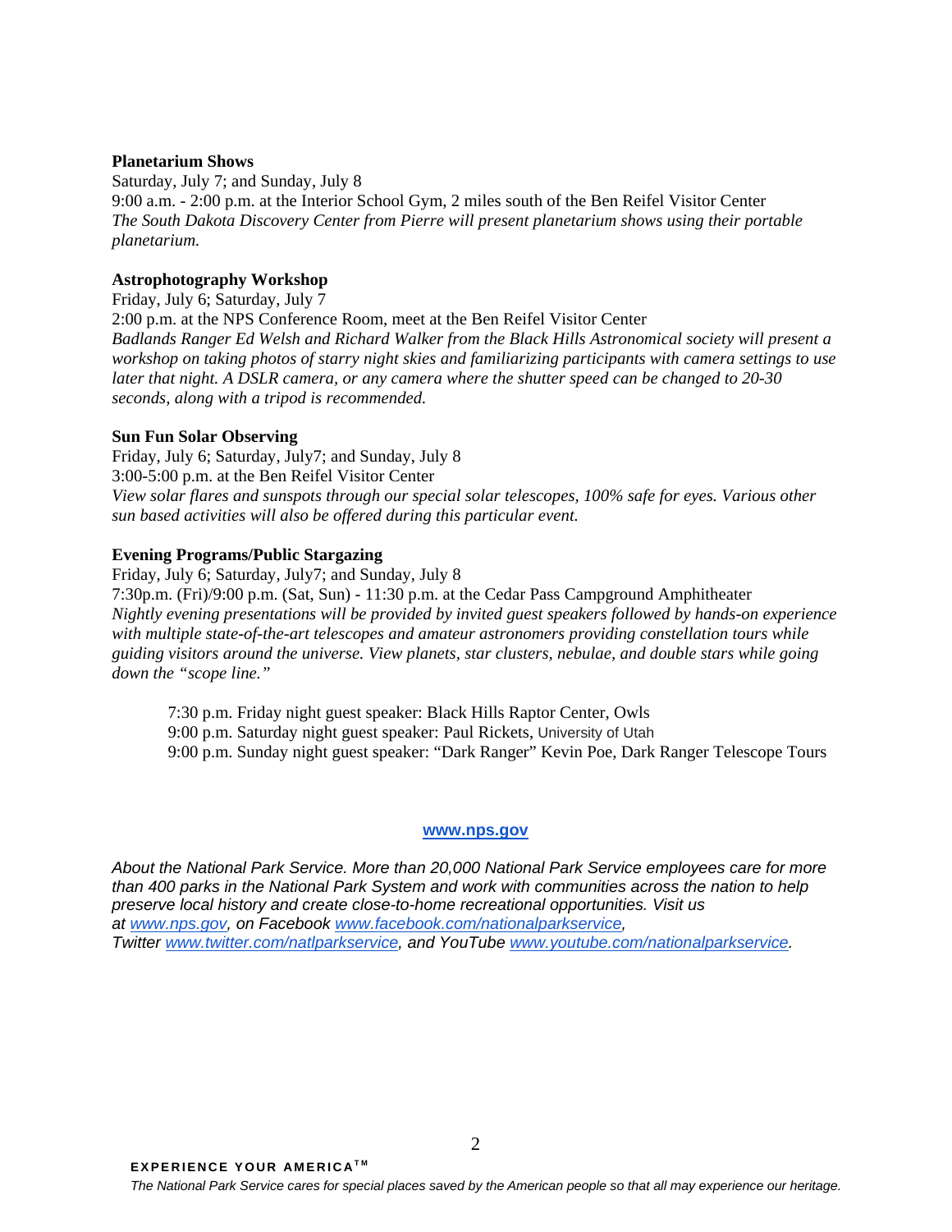**Planetarium Shows**
Saturday, July 7; and Sunday, July 8
9:00 a.m. - 2:00 p.m. at the Interior School Gym, 2 miles south of the Ben Reifel Visitor Center
*The South Dakota Discovery Center from Pierre will present planetarium shows using their portable planetarium.*

**Astrophotography Workshop**
Friday, July 6; Saturday, July 7
2:00 p.m. at the NPS Conference Room, meet at the Ben Reifel Visitor Center
*Badlands Ranger Ed Welsh and Richard Walker from the Black Hills Astronomical society will present a workshop on taking photos of starry night skies and familiarizing participants with camera settings to use later that night. A DSLR camera, or any camera where the shutter speed can be changed to 20-30 seconds, along with a tripod is recommended.*

**Sun Fun Solar Observing**
Friday, July 6; Saturday, July7; and Sunday, July 8
3:00-5:00 p.m. at the Ben Reifel Visitor Center
*View solar flares and sunspots through our special solar telescopes, 100% safe for eyes. Various other sun based activities will also be offered during this particular event.*

**Evening Programs/Public Stargazing**
Friday, July 6; Saturday, July7; and Sunday, July 8
7:30p.m. (Fri)/9:00 p.m. (Sat, Sun) - 11:30 p.m. at the Cedar Pass Campground Amphitheater
*Nightly evening presentations will be provided by invited guest speakers followed by hands-on experience with multiple state-of-the-art telescopes and amateur astronomers providing constellation tours while guiding visitors around the universe. View planets, star clusters, nebulae, and double stars while going down the "scope line."*

7:30 p.m. Friday night guest speaker: Black Hills Raptor Center, Owls
9:00 p.m. Saturday night guest speaker: Paul Rickets, University of Utah
9:00 p.m. Sunday night guest speaker: "Dark Ranger" Kevin Poe, Dark Ranger Telescope Tours

**www.nps.gov**

*About the National Park Service. More than 20,000 National Park Service employees care for more than 400 parks in the National Park System and work with communities across the nation to help preserve local history and create close-to-home recreational opportunities. Visit us at www.nps.gov, on Facebook www.facebook.com/nationalparkservice, Twitter www.twitter.com/natlparkservice, and YouTube www.youtube.com/nationalparkservice.*